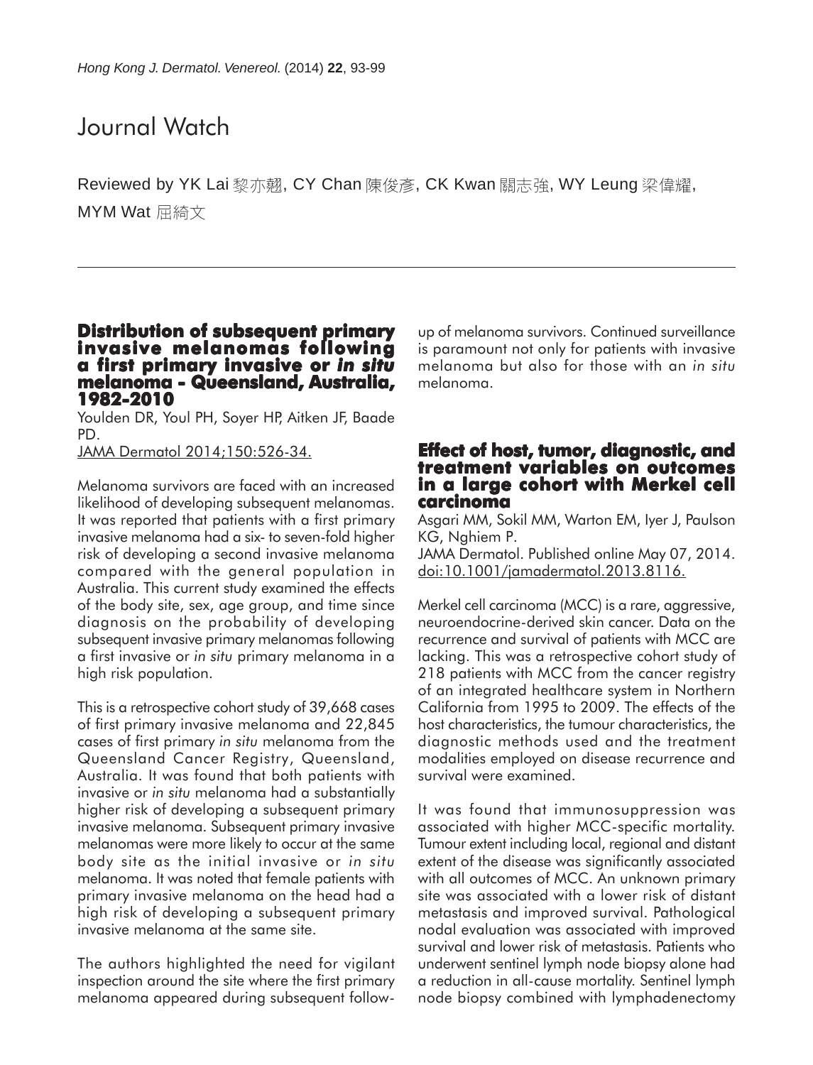# Journal Watch

Reviewed by YK Lai 黎亦翹, CY Chan 陳俊彥, CK Kwan 關志強, WY Leung 梁偉耀, MYM Wat 屈綺文

## Distribution of subsequent primary invasive melanomas following a first primary invasive or *in situ* melanoma - Queensland, Australia, 1982-2010

Youlden DR, Youl PH, Soyer HP, Aitken JF, Baade PD.

JAMA Dermatol 2014;150:526-34.

Melanoma survivors are faced with an increased likelihood of developing subsequent melanomas. It was reported that patients with a first primary invasive melanoma had a six- to seven-fold higher risk of developing a second invasive melanoma compared with the general population in Australia. This current study examined the effects of the body site, sex, age group, and time since diagnosis on the probability of developing subsequent invasive primary melanomas following a first invasive or *in situ* primary melanoma in a high risk population.

This is a retrospective cohort study of 39,668 cases of first primary invasive melanoma and 22,845 cases of first primary *in situ* melanoma from the Queensland Cancer Registry, Queensland, Australia. It was found that both patients with invasive or *in situ* melanoma had a substantially higher risk of developing a subsequent primary invasive melanoma. Subsequent primary invasive melanomas were more likely to occur at the same body site as the initial invasive or *in situ* melanoma. It was noted that female patients with primary invasive melanoma on the head had a high risk of developing a subsequent primary invasive melanoma at the same site.

The authors highlighted the need for vigilant inspection around the site where the first primary melanoma appeared during subsequent follow-up of melanoma survivors. Continued surveillance is paramount not only for patients with invasive melanoma but also for those with an *in situ* melanoma.

## Effect of host, tumor, diagnostic, and treatment variables on outcomes in a large cohort with Merkel cell carcinoma

Asgari MM, Sokil MM, Warton EM, Iyer J, Paulson KG, Nghiem P.

JAMA Dermatol. Published online May 07, 2014. doi:10.1001/jamadermatol.2013.8116.

Merkel cell carcinoma (MCC) is a rare, aggressive, neuroendocrine-derived skin cancer. Data on the recurrence and survival of patients with MCC are lacking. This was a retrospective cohort study of 218 patients with MCC from the cancer registry of an integrated healthcare system in Northern California from 1995 to 2009. The effects of the host characteristics, the tumour characteristics, the diagnostic methods used and the treatment modalities employed on disease recurrence and survival were examined.

It was found that immunosuppression was associated with higher MCC-specific mortality. Tumour extent including local, regional and distant extent of the disease was significantly associated with all outcomes of MCC. An unknown primary site was associated with a lower risk of distant metastasis and improved survival. Pathological nodal evaluation was associated with improved survival and lower risk of metastasis. Patients who underwent sentinel lymph node biopsy alone had a reduction in all-cause mortality. Sentinel lymph node biopsy combined with lymphadenectomy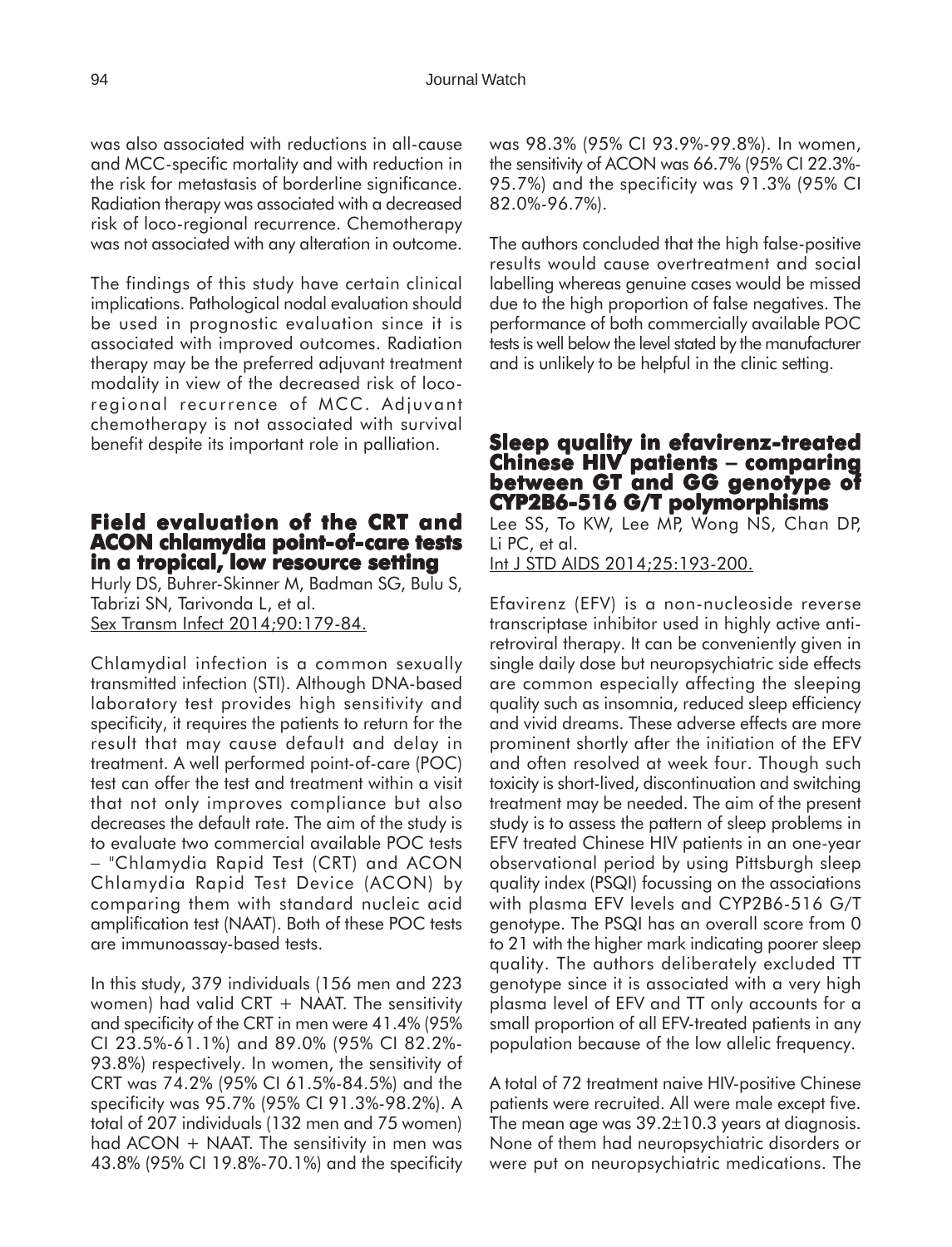was also associated with reductions in all-cause and MCC-specific mortality and with reduction in the risk for metastasis of borderline significance. Radiation therapy was associated with a decreased risk of loco-regional recurrence. Chemotherapy was not associated with any alteration in outcome.

The findings of this study have certain clinical implications. Pathological nodal evaluation should be used in prognostic evaluation since it is associated with improved outcomes. Radiation therapy may be the preferred adjuvant treatment modality in view of the decreased risk of loco-regional recurrence of MCC. Adjuvant chemotherapy is not associated with survival benefit despite its important role in palliation.

## Field evaluation of the CRT and ACON chlamydia point-of-care tests in a tropical, low resource setting

Hurly DS, Buhrer-Skinner M, Badman SG, Bulu S, Tabrizi SN, Tarivonda L, et al.
Sex Transm Infect 2014;90:179-84.

Chlamydial infection is a common sexually transmitted infection (STI). Although DNA-based laboratory test provides high sensitivity and specificity, it requires the patients to return for the result that may cause default and delay in treatment. A well performed point-of-care (POC) test can offer the test and treatment within a visit that not only improves compliance but also decreases the default rate. The aim of the study is to evaluate two commercial available POC tests – "Chlamydia Rapid Test (CRT) and ACON Chlamydia Rapid Test Device (ACON) by comparing them with standard nucleic acid amplification test (NAAT). Both of these POC tests are immunoassay-based tests.

In this study, 379 individuals (156 men and 223 women) had valid CRT + NAAT. The sensitivity and specificity of the CRT in men were 41.4% (95% CI 23.5%-61.1%) and 89.0% (95% CI 82.2%-93.8%) respectively. In women, the sensitivity of CRT was 74.2% (95% CI 61.5%-84.5%) and the specificity was 95.7% (95% CI 91.3%-98.2%). A total of 207 individuals (132 men and 75 women) had ACON + NAAT. The sensitivity in men was 43.8% (95% CI 19.8%-70.1%) and the specificity was 98.3% (95% CI 93.9%-99.8%). In women, the sensitivity of ACON was 66.7% (95% CI 22.3%-95.7%) and the specificity was 91.3% (95% CI 82.0%-96.7%).

The authors concluded that the high false-positive results would cause overtreatment and social labelling whereas genuine cases would be missed due to the high proportion of false negatives. The performance of both commercially available POC tests is well below the level stated by the manufacturer and is unlikely to be helpful in the clinic setting.

## Sleep quality in efavirenz-treated Chinese HIV patients – comparing between GT and GG genotype of CYP2B6-516 G/T polymorphisms

Lee SS, To KW, Lee MP, Wong NS, Chan DP, Li PC, et al.
Int J STD AIDS 2014;25:193-200.

Efavirenz (EFV) is a non-nucleoside reverse transcriptase inhibitor used in highly active anti-retroviral therapy. It can be conveniently given in single daily dose but neuropsychiatric side effects are common especially affecting the sleeping quality such as insomnia, reduced sleep efficiency and vivid dreams. These adverse effects are more prominent shortly after the initiation of the EFV and often resolved at week four. Though such toxicity is short-lived, discontinuation and switching treatment may be needed. The aim of the present study is to assess the pattern of sleep problems in EFV treated Chinese HIV patients in an one-year observational period by using Pittsburgh sleep quality index (PSQI) focussing on the associations with plasma EFV levels and CYP2B6-516 G/T genotype. The PSQI has an overall score from 0 to 21 with the higher mark indicating poorer sleep quality. The authors deliberately excluded TT genotype since it is associated with a very high plasma level of EFV and TT only accounts for a small proportion of all EFV-treated patients in any population because of the low allelic frequency.

A total of 72 treatment naive HIV-positive Chinese patients were recruited. All were male except five. The mean age was 39.2±10.3 years at diagnosis. None of them had neuropsychiatric disorders or were put on neuropsychiatric medications. The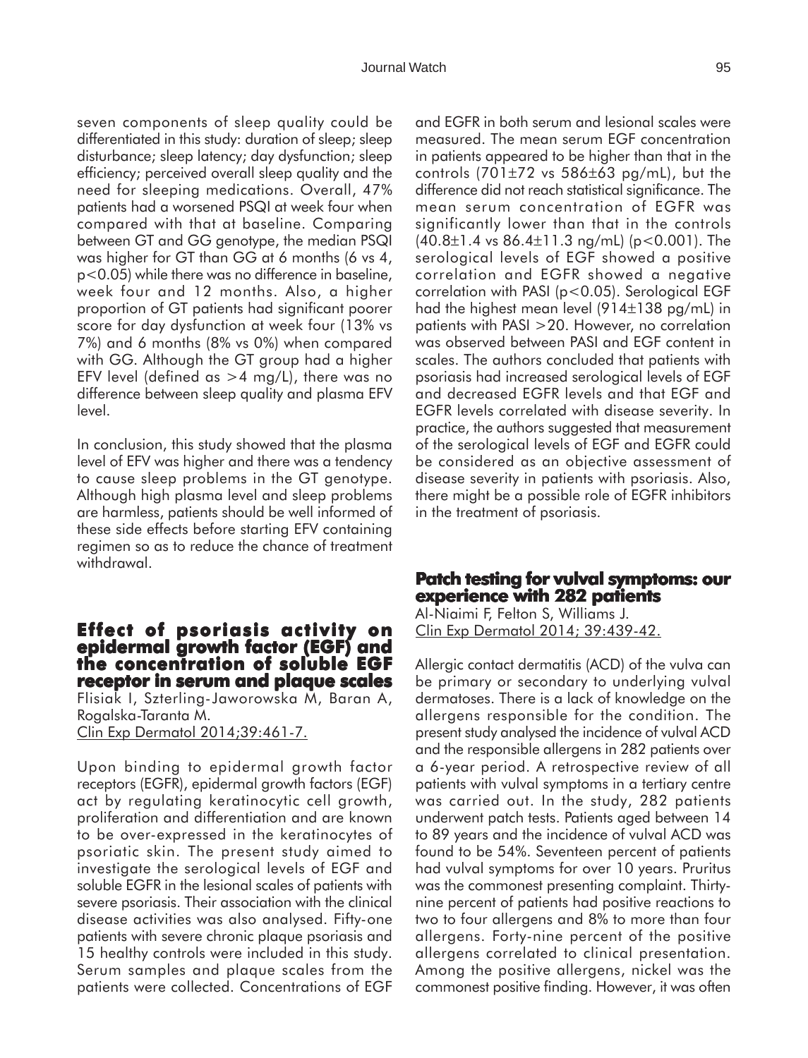seven components of sleep quality could be differentiated in this study: duration of sleep; sleep disturbance; sleep latency; day dysfunction; sleep efficiency; perceived overall sleep quality and the need for sleeping medications. Overall, 47% patients had a worsened PSQI at week four when compared with that at baseline. Comparing between GT and GG genotype, the median PSQI was higher for GT than GG at 6 months (6 vs 4, $p<0.05$) while there was no difference in baseline, week four and 12 months. Also, a higher proportion of GT patients had significant poorer score for day dysfunction at week four (13% vs 7%) and 6 months (8% vs 0%) when compared with GG. Although the GT group had a higher EFV level (defined as >4 mg/L), there was no difference between sleep quality and plasma EFV level.

In conclusion, this study showed that the plasma level of EFV was higher and there was a tendency to cause sleep problems in the GT genotype. Although high plasma level and sleep problems are harmless, patients should be well informed of these side effects before starting EFV containing regimen so as to reduce the chance of treatment withdrawal.

## Effect of psoriasis activity on epidermal growth factor (EGF) and the concentration of soluble EGF receptor in serum and plaque scales

Flisiak I, Szterling-Jaworowska M, Baran A, Rogalska-Taranta M.
Clin Exp Dermatol 2014;39:461-7.

Upon binding to epidermal growth factor receptors (EGFR), epidermal growth factors (EGF) act by regulating keratinocytic cell growth, proliferation and differentiation and are known to be over-expressed in the keratinocytes of psoriatic skin. The present study aimed to investigate the serological levels of EGF and soluble EGFR in the lesional scales of patients with severe psoriasis. Their association with the clinical disease activities was also analysed. Fifty-one patients with severe chronic plaque psoriasis and 15 healthy controls were included in this study. Serum samples and plaque scales from the patients were collected. Concentrations of EGF and EGFR in both serum and lesional scales were measured. The mean serum EGF concentration in patients appeared to be higher than that in the controls (701±72 vs 586±63 pg/mL), but the difference did not reach statistical significance. The mean serum concentration of EGFR was significantly lower than that in the controls (40.8±1.4 vs 86.4±11.3 ng/mL) ($p<0.001$). The serological levels of EGF showed a positive correlation and EGFR showed a negative correlation with PASI ($p<0.05$). Serological EGF had the highest mean level (914±138 pg/mL) in patients with PASI >20. However, no correlation was observed between PASI and EGF content in scales. The authors concluded that patients with psoriasis had increased serological levels of EGF and decreased EGFR levels and that EGF and EGFR levels correlated with disease severity. In practice, the authors suggested that measurement of the serological levels of EGF and EGFR could be considered as an objective assessment of disease severity in patients with psoriasis. Also, there might be a possible role of EGFR inhibitors in the treatment of psoriasis.

## Patch testing for vulval symptoms: our experience with 282 patients

Al-Niaimi F, Felton S, Williams J.
Clin Exp Dermatol 2014; 39:439-42.

Allergic contact dermatitis (ACD) of the vulva can be primary or secondary to underlying vulval dermatoses. There is a lack of knowledge on the allergens responsible for the condition. The present study analysed the incidence of vulval ACD and the responsible allergens in 282 patients over a 6-year period. A retrospective review of all patients with vulval symptoms in a tertiary centre was carried out. In the study, 282 patients underwent patch tests. Patients aged between 14 to 89 years and the incidence of vulval ACD was found to be 54%. Seventeen percent of patients had vulval symptoms for over 10 years. Pruritus was the commonest presenting complaint. Thirty-nine percent of patients had positive reactions to two to four allergens and 8% to more than four allergens. Forty-nine percent of the positive allergens correlated to clinical presentation. Among the positive allergens, nickel was the commonest positive finding. However, it was often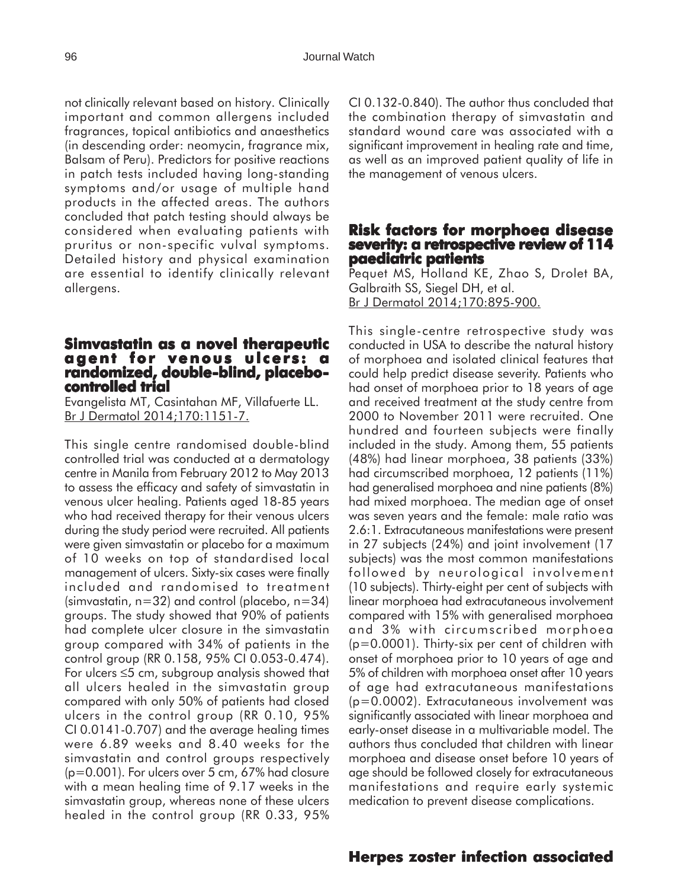not clinically relevant based on history. Clinically important and common allergens included fragrances, topical antibiotics and anaesthetics (in descending order: neomycin, fragrance mix, Balsam of Peru). Predictors for positive reactions in patch tests included having long-standing symptoms and/or usage of multiple hand products in the affected areas. The authors concluded that patch testing should always be considered when evaluating patients with pruritus or non-specific vulval symptoms. Detailed history and physical examination are essential to identify clinically relevant allergens.

## Simvastatin as a novel therapeutic agent for venous ulcers: a randomized, double-blind, placebo-controlled trial

Evangelista MT, Casintahan MF, Villafuerte LL.
Br J Dermatol 2014;170:1151-7.

This single centre randomised double-blind controlled trial was conducted at a dermatology centre in Manila from February 2012 to May 2013 to assess the efficacy and safety of simvastatin in venous ulcer healing. Patients aged 18-85 years who had received therapy for their venous ulcers during the study period were recruited. All patients were given simvastatin or placebo for a maximum of 10 weeks on top of standardised local management of ulcers. Sixty-six cases were finally included and randomised to treatment (simvastatin, n=32) and control (placebo, n=34) groups. The study showed that 90% of patients had complete ulcer closure in the simvastatin group compared with 34% of patients in the control group (RR 0.158, 95% CI 0.053-0.474). For ulcers ≤5 cm, subgroup analysis showed that all ulcers healed in the simvastatin group compared with only 50% of patients had closed ulcers in the control group (RR 0.10, 95% CI 0.0141-0.707) and the average healing times were 6.89 weeks and 8.40 weeks for the simvastatin and control groups respectively (p=0.001). For ulcers over 5 cm, 67% had closure with a mean healing time of 9.17 weeks in the simvastatin group, whereas none of these ulcers healed in the control group (RR 0.33, 95% CI 0.132-0.840). The author thus concluded that the combination therapy of simvastatin and standard wound care was associated with a significant improvement in healing rate and time, as well as an improved patient quality of life in the management of venous ulcers.

## Risk factors for morphoea disease severity: a retrospective review of 114 paediatric patients

Pequet MS, Holland KE, Zhao S, Drolet BA, Galbraith SS, Siegel DH, et al.
Br J Dermatol 2014;170:895-900.

This single-centre retrospective study was conducted in USA to describe the natural history of morphoea and isolated clinical features that could help predict disease severity. Patients who had onset of morphoea prior to 18 years of age and received treatment at the study centre from 2000 to November 2011 were recruited. One hundred and fourteen subjects were finally included in the study. Among them, 55 patients (48%) had linear morphoea, 38 patients (33%) had circumscribed morphoea, 12 patients (11%) had generalised morphoea and nine patients (8%) had mixed morphoea. The median age of onset was seven years and the female: male ratio was 2.6:1. Extracutaneous manifestations were present in 27 subjects (24%) and joint involvement (17 subjects) was the most common manifestations followed by neurological involvement (10 subjects). Thirty-eight per cent of subjects with linear morphoea had extracutaneous involvement compared with 15% with generalised morphoea and 3% with circumscribed morphoea (p=0.0001). Thirty-six per cent of children with onset of morphoea prior to 10 years of age and 5% of children with morphoea onset after 10 years of age had extracutaneous manifestations (p=0.0002). Extracutaneous involvement was significantly associated with linear morphoea and early-onset disease in a multivariable model. The authors thus concluded that children with linear morphoea and disease onset before 10 years of age should be followed closely for extracutaneous manifestations and require early systemic medication to prevent disease complications.

## Herpes zoster infection associated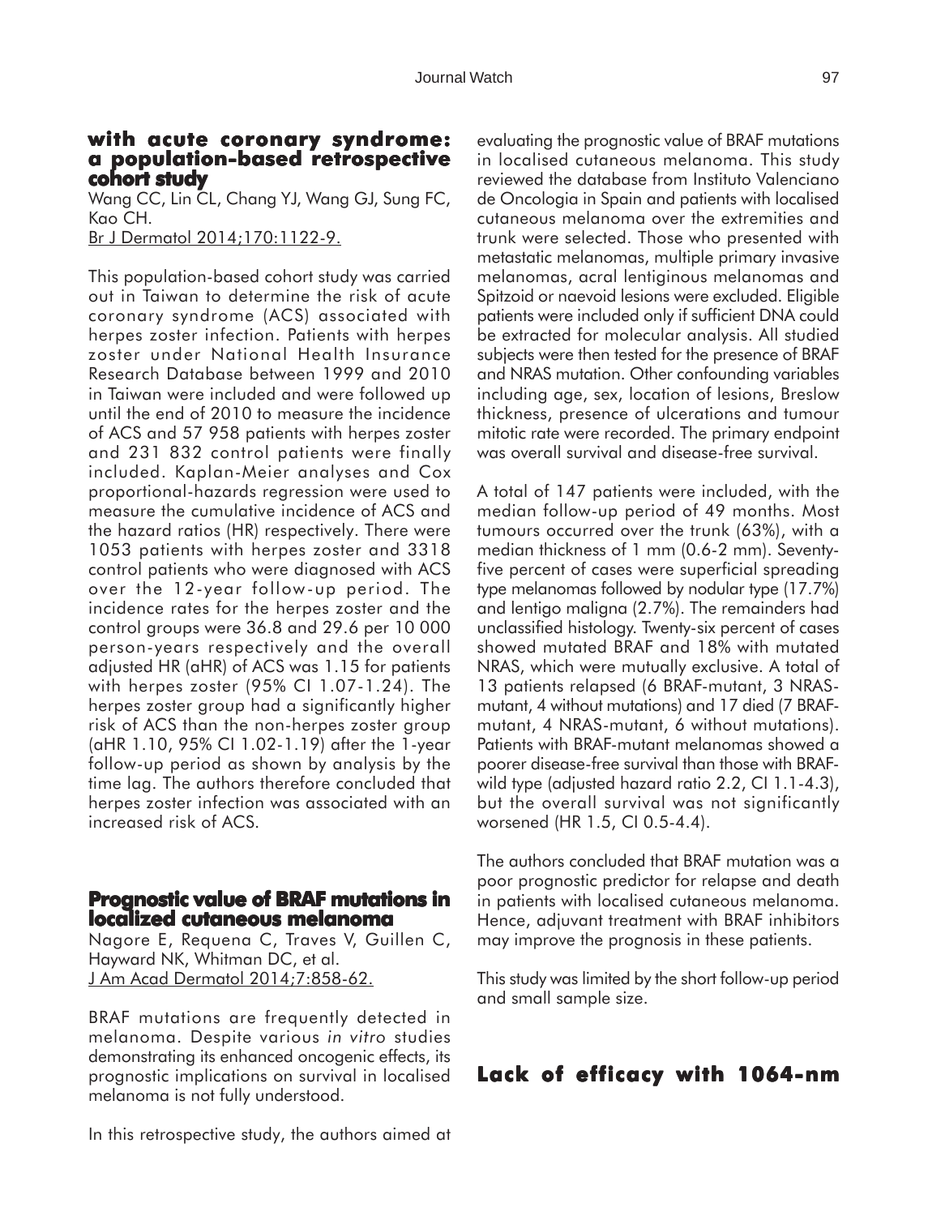## with acute coronary syndrome: a population-based retrospective cohort study

Wang CC, Lin CL, Chang YJ, Wang GJ, Sung FC, Kao CH.
Br J Dermatol 2014;170:1122-9.

This population-based cohort study was carried out in Taiwan to determine the risk of acute coronary syndrome (ACS) associated with herpes zoster infection. Patients with herpes zoster under National Health Insurance Research Database between 1999 and 2010 in Taiwan were included and were followed up until the end of 2010 to measure the incidence of ACS and 57 958 patients with herpes zoster and 231 832 control patients were finally included. Kaplan-Meier analyses and Cox proportional-hazards regression were used to measure the cumulative incidence of ACS and the hazard ratios (HR) respectively. There were 1053 patients with herpes zoster and 3318 control patients who were diagnosed with ACS over the 12-year follow-up period. The incidence rates for the herpes zoster and the control groups were 36.8 and 29.6 per 10 000 person-years respectively and the overall adjusted HR (aHR) of ACS was 1.15 for patients with herpes zoster (95% CI 1.07-1.24). The herpes zoster group had a significantly higher risk of ACS than the non-herpes zoster group (aHR 1.10, 95% CI 1.02-1.19) after the 1-year follow-up period as shown by analysis by the time lag. The authors therefore concluded that herpes zoster infection was associated with an increased risk of ACS.

## Prognostic value of BRAF mutations in localized cutaneous melanoma

Nagore E, Requena C, Traves V, Guillen C, Hayward NK, Whitman DC, et al.
J Am Acad Dermatol 2014;7:858-62.

BRAF mutations are frequently detected in melanoma. Despite various *in vitro* studies demonstrating its enhanced oncogenic effects, its prognostic implications on survival in localised melanoma is not fully understood.

In this retrospective study, the authors aimed at evaluating the prognostic value of BRAF mutations in localised cutaneous melanoma. This study reviewed the database from Instituto Valenciano de Oncologia in Spain and patients with localised cutaneous melanoma over the extremities and trunk were selected. Those who presented with metastatic melanomas, multiple primary invasive melanomas, acral lentiginous melanomas and Spitzoid or naevoid lesions were excluded. Eligible patients were included only if sufficient DNA could be extracted for molecular analysis. All studied subjects were then tested for the presence of BRAF and NRAS mutation. Other confounding variables including age, sex, location of lesions, Breslow thickness, presence of ulcerations and tumour mitotic rate were recorded. The primary endpoint was overall survival and disease-free survival.

A total of 147 patients were included, with the median follow-up period of 49 months. Most tumours occurred over the trunk (63%), with a median thickness of 1 mm (0.6-2 mm). Seventy-five percent of cases were superficial spreading type melanomas followed by nodular type (17.7%) and lentigo maligna (2.7%). The remainders had unclassified histology. Twenty-six percent of cases showed mutated BRAF and 18% with mutated NRAS, which were mutually exclusive. A total of 13 patients relapsed (6 BRAF-mutant, 3 NRAS-mutant, 4 without mutations) and 17 died (7 BRAF-mutant, 4 NRAS-mutant, 6 without mutations). Patients with BRAF-mutant melanomas showed a poorer disease-free survival than those with BRAF-wild type (adjusted hazard ratio 2.2, CI 1.1-4.3), but the overall survival was not significantly worsened (HR 1.5, CI 0.5-4.4).

The authors concluded that BRAF mutation was a poor prognostic predictor for relapse and death in patients with localised cutaneous melanoma. Hence, adjuvant treatment with BRAF inhibitors may improve the prognosis in these patients.

This study was limited by the short follow-up period and small sample size.

## Lack of efficacy with 1064-nm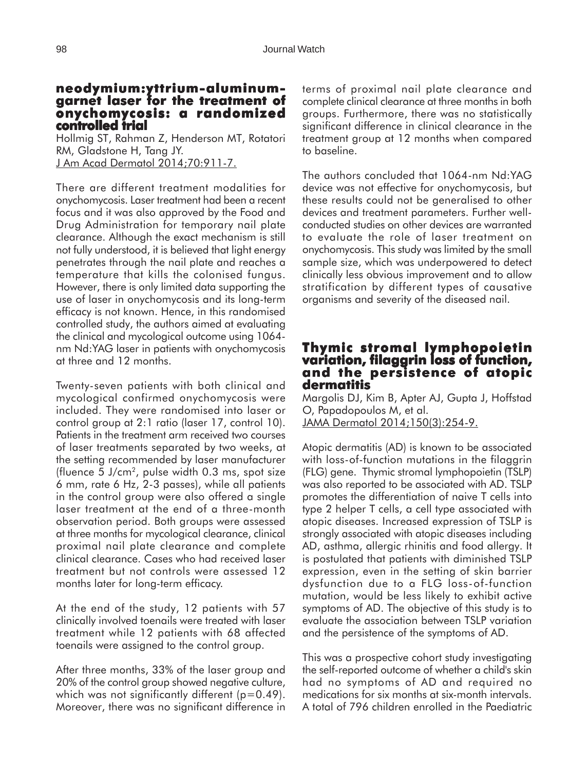## neodymium:yttrium-aluminum-garnet laser for the treatment of onychomycosis: a randomized controlled trial

Hollmig ST, Rahman Z, Henderson MT, Rotatori RM, Gladstone H, Tang JY.
J Am Acad Dermatol 2014;70:911-7.

There are different treatment modalities for onychomycosis. Laser treatment had been a recent focus and it was also approved by the Food and Drug Administration for temporary nail plate clearance. Although the exact mechanism is still not fully understood, it is believed that light energy penetrates through the nail plate and reaches a temperature that kills the colonised fungus. However, there is only limited data supporting the use of laser in onychomycosis and its long-term efficacy is not known. Hence, in this randomised controlled study, the authors aimed at evaluating the clinical and mycological outcome using 1064-nm Nd:YAG laser in patients with onychomycosis at three and 12 months.

Twenty-seven patients with both clinical and mycological confirmed onychomycosis were included. They were randomised into laser or control group at 2:1 ratio (laser 17, control 10). Patients in the treatment arm received two courses of laser treatments separated by two weeks, at the setting recommended by laser manufacturer (fluence 5 J/cm$^2$, pulse width 0.3 ms, spot size 6 mm, rate 6 Hz, 2-3 passes), while all patients in the control group were also offered a single laser treatment at the end of a three-month observation period. Both groups were assessed at three months for mycological clearance, clinical proximal nail plate clearance and complete clinical clearance. Cases who had received laser treatment but not controls were assessed 12 months later for long-term efficacy.

At the end of the study, 12 patients with 57 clinically involved toenails were treated with laser treatment while 12 patients with 68 affected toenails were assigned to the control group.

After three months, 33% of the laser group and 20% of the control group showed negative culture, which was not significantly different ($p=0.49$). Moreover, there was no significant difference in terms of proximal nail plate clearance and complete clinical clearance at three months in both groups. Furthermore, there was no statistically significant difference in clinical clearance in the treatment group at 12 months when compared to baseline.

The authors concluded that 1064-nm Nd:YAG device was not effective for onychomycosis, but these results could not be generalised to other devices and treatment parameters. Further well-conducted studies on other devices are warranted to evaluate the role of laser treatment on onychomycosis. This study was limited by the small sample size, which was underpowered to detect clinically less obvious improvement and to allow stratification by different types of causative organisms and severity of the diseased nail.

## Thymic stromal lymphopoietin variation, filaggrin loss of function, and the persistence of atopic dermatitis

Margolis DJ, Kim B, Apter AJ, Gupta J, Hoffstad O, Papadopoulos M, et al.
JAMA Dermatol 2014;150(3):254-9.

Atopic dermatitis (AD) is known to be associated with loss-of-function mutations in the filaggrin (FLG) gene. Thymic stromal lymphopoietin (TSLP) was also reported to be associated with AD. TSLP promotes the differentiation of naive T cells into type 2 helper T cells, a cell type associated with atopic diseases. Increased expression of TSLP is strongly associated with atopic diseases including AD, asthma, allergic rhinitis and food allergy. It is postulated that patients with diminished TSLP expression, even in the setting of skin barrier dysfunction due to a FLG loss-of-function mutation, would be less likely to exhibit active symptoms of AD. The objective of this study is to evaluate the association between TSLP variation and the persistence of the symptoms of AD.

This was a prospective cohort study investigating the self-reported outcome of whether a child's skin had no symptoms of AD and required no medications for six months at six-month intervals. A total of 796 children enrolled in the Paediatric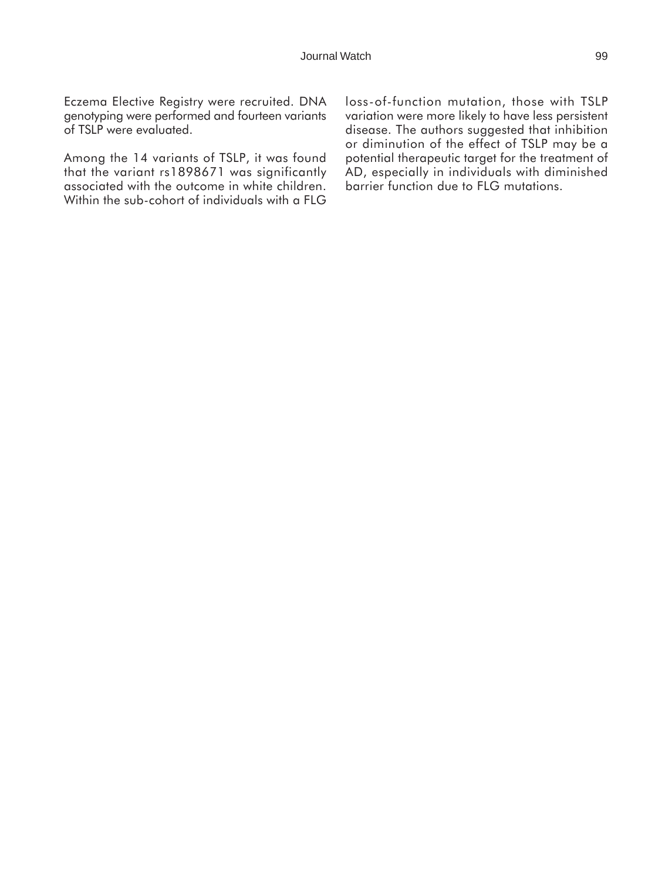Eczema Elective Registry were recruited. DNA genotyping were performed and fourteen variants of TSLP were evaluated.

Among the 14 variants of TSLP, it was found that the variant rs1898671 was significantly associated with the outcome in white children. Within the sub-cohort of individuals with a FLG loss-of-function mutation, those with TSLP variation were more likely to have less persistent disease. The authors suggested that inhibition or diminution of the effect of TSLP may be a potential therapeutic target for the treatment of AD, especially in individuals with diminished barrier function due to FLG mutations.